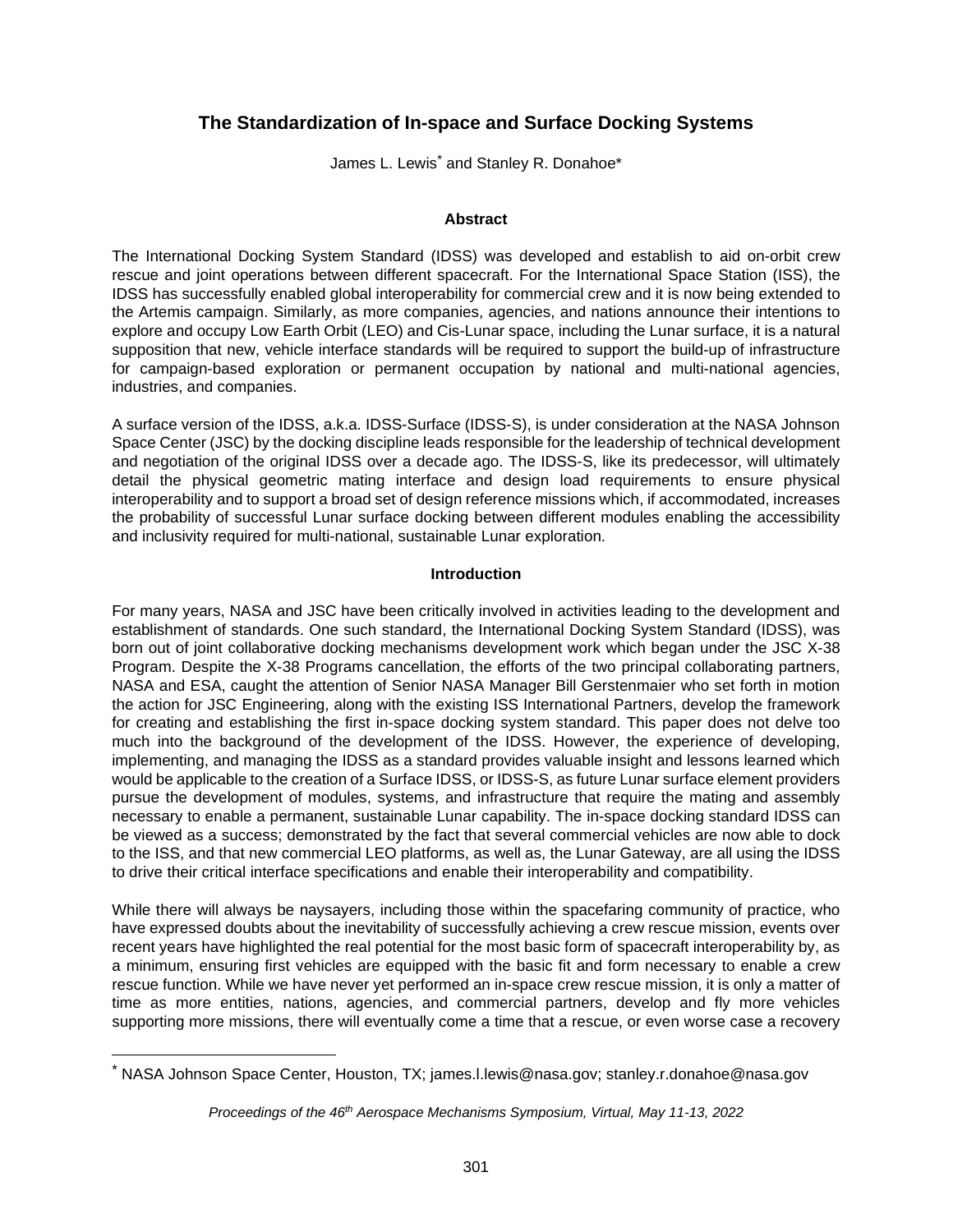# The Standardization of In-space and Surface Docking Systems

James L. Lewis* and Stanley R. Donahoe*

## Abstract

The International Docking System Standard (IDSS) was developed and establish to aid on-orbit crew rescue and joint operations between different spacecraft. For the International Space Station (ISS), the IDSS has successfully enabled global interoperability for commercial crew and it is now being extended to the Artemis campaign. Similarly, as more companies, agencies, and nations announce their intentions to explore and occupy Low Earth Orbit (LEO) and Cis-Lunar space, including the Lunar surface, it is a natural supposition that new, vehicle interface standards will be required to support the build-up of infrastructure for campaign-based exploration or permanent occupation by national and multi-national agencies, industries, and companies.

A surface version of the IDSS, a.k.a. IDSS-Surface (IDSS-S), is under consideration at the NASA Johnson Space Center (JSC) by the docking discipline leads responsible for the leadership of technical development and negotiation of the original IDSS over a decade ago. The IDSS-S, like its predecessor, will ultimately detail the physical geometric mating interface and design load requirements to ensure physical interoperability and to support a broad set of design reference missions which, if accommodated, increases the probability of successful Lunar surface docking between different modules enabling the accessibility and inclusivity required for multi-national, sustainable Lunar exploration.

## Introduction

For many years, NASA and JSC have been critically involved in activities leading to the development and establishment of standards. One such standard, the International Docking System Standard (IDSS), was born out of joint collaborative docking mechanisms development work which began under the JSC X-38 Program. Despite the X-38 Programs cancellation, the efforts of the two principal collaborating partners, NASA and ESA, caught the attention of Senior NASA Manager Bill Gerstenmaier who set forth in motion the action for JSC Engineering, along with the existing ISS International Partners, develop the framework for creating and establishing the first in-space docking system standard. This paper does not delve too much into the background of the development of the IDSS. However, the experience of developing, implementing, and managing the IDSS as a standard provides valuable insight and lessons learned which would be applicable to the creation of a Surface IDSS, or IDSS-S, as future Lunar surface element providers pursue the development of modules, systems, and infrastructure that require the mating and assembly necessary to enable a permanent, sustainable Lunar capability. The in-space docking standard IDSS can be viewed as a success; demonstrated by the fact that several commercial vehicles are now able to dock to the ISS, and that new commercial LEO platforms, as well as, the Lunar Gateway, are all using the IDSS to drive their critical interface specifications and enable their interoperability and compatibility.

While there will always be naysayers, including those within the spacefaring community of practice, who have expressed doubts about the inevitability of successfully achieving a crew rescue mission, events over recent years have highlighted the real potential for the most basic form of spacecraft interoperability by, as a minimum, ensuring first vehicles are equipped with the basic fit and form necessary to enable a crew rescue function. While we have never yet performed an in-space crew rescue mission, it is only a matter of time as more entities, nations, agencies, and commercial partners, develop and fly more vehicles supporting more missions, there will eventually come a time that a rescue, or even worse case a recovery

* NASA Johnson Space Center, Houston, TX; james.l.lewis@nasa.gov; stanley.r.donahoe@nasa.gov

*Proceedings of the 46th Aerospace Mechanisms Symposium, Virtual, May 11-13, 2022*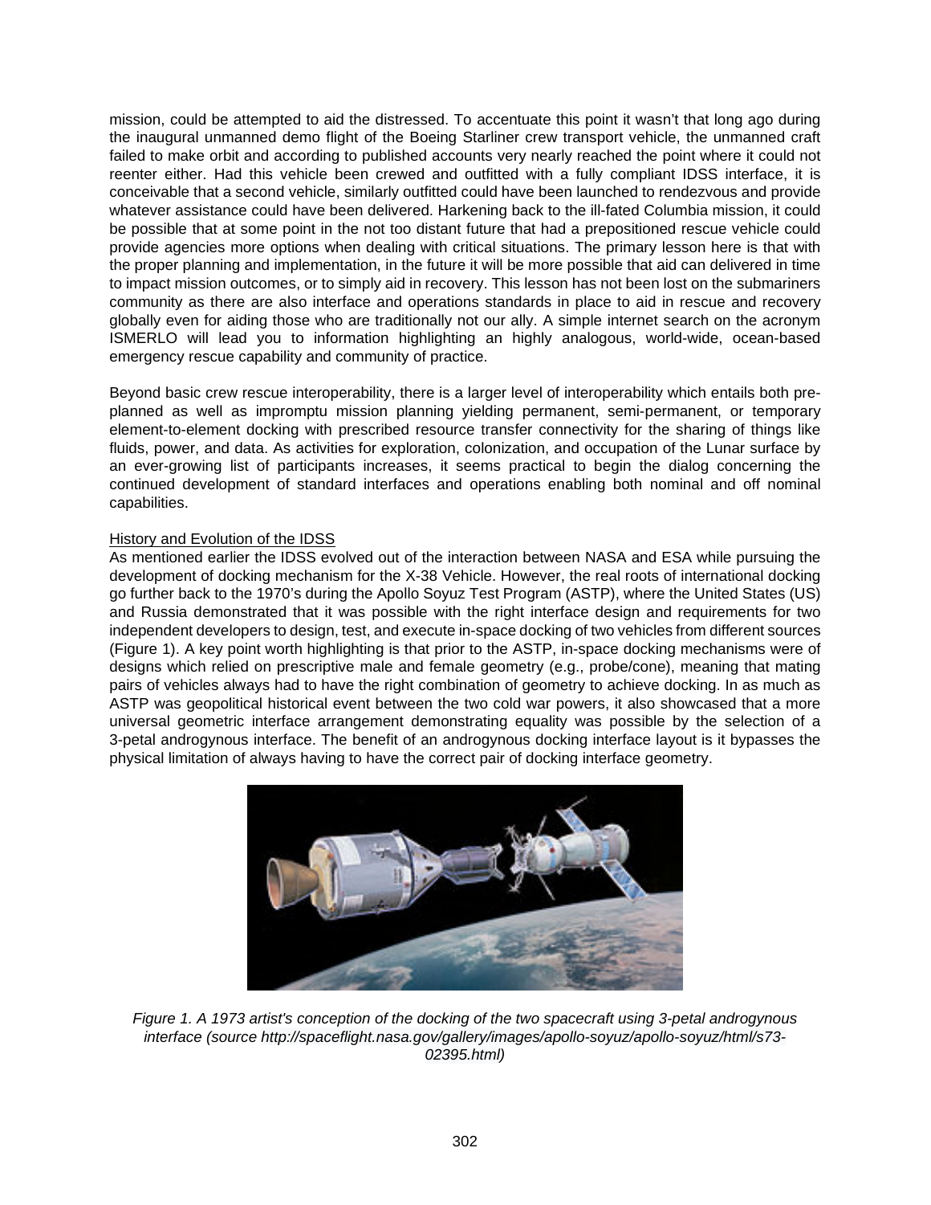mission, could be attempted to aid the distressed. To accentuate this point it wasn't that long ago during the inaugural unmanned demo flight of the Boeing Starliner crew transport vehicle, the unmanned craft failed to make orbit and according to published accounts very nearly reached the point where it could not reenter either. Had this vehicle been crewed and outfitted with a fully compliant IDSS interface, it is conceivable that a second vehicle, similarly outfitted could have been launched to rendezvous and provide whatever assistance could have been delivered. Harkening back to the ill-fated Columbia mission, it could be possible that at some point in the not too distant future that had a prepositioned rescue vehicle could provide agencies more options when dealing with critical situations. The primary lesson here is that with the proper planning and implementation, in the future it will be more possible that aid can delivered in time to impact mission outcomes, or to simply aid in recovery. This lesson has not been lost on the submariners community as there are also interface and operations standards in place to aid in rescue and recovery globally even for aiding those who are traditionally not our ally. A simple internet search on the acronym ISMERLO will lead you to information highlighting an highly analogous, world-wide, ocean-based emergency rescue capability and community of practice.

Beyond basic crew rescue interoperability, there is a larger level of interoperability which entails both pre-planned as well as impromptu mission planning yielding permanent, semi-permanent, or temporary element-to-element docking with prescribed resource transfer connectivity for the sharing of things like fluids, power, and data. As activities for exploration, colonization, and occupation of the Lunar surface by an ever-growing list of participants increases, it seems practical to begin the dialog concerning the continued development of standard interfaces and operations enabling both nominal and off nominal capabilities.

## History and Evolution of the IDSS

As mentioned earlier the IDSS evolved out of the interaction between NASA and ESA while pursuing the development of docking mechanism for the X-38 Vehicle. However, the real roots of international docking go further back to the 1970's during the Apollo Soyuz Test Program (ASTP), where the United States (US) and Russia demonstrated that it was possible with the right interface design and requirements for two independent developers to design, test, and execute in-space docking of two vehicles from different sources (Figure 1). A key point worth highlighting is that prior to the ASTP, in-space docking mechanisms were of designs which relied on prescriptive male and female geometry (e.g., probe/cone), meaning that mating pairs of vehicles always had to have the right combination of geometry to achieve docking. In as much as ASTP was geopolitical historical event between the two cold war powers, it also showcased that a more universal geometric interface arrangement demonstrating equality was possible by the selection of a 3-petal androgynous interface. The benefit of an androgynous docking interface layout is it bypasses the physical limitation of always having to have the correct pair of docking interface geometry.

*Figure 1. A 1973 artist's conception of the docking of the two spacecraft using 3-petal androgynous interface (source http://spaceflight.nasa.gov/gallery/images/apollo-soyuz/apollo-soyuz/html/s73-02395.html)*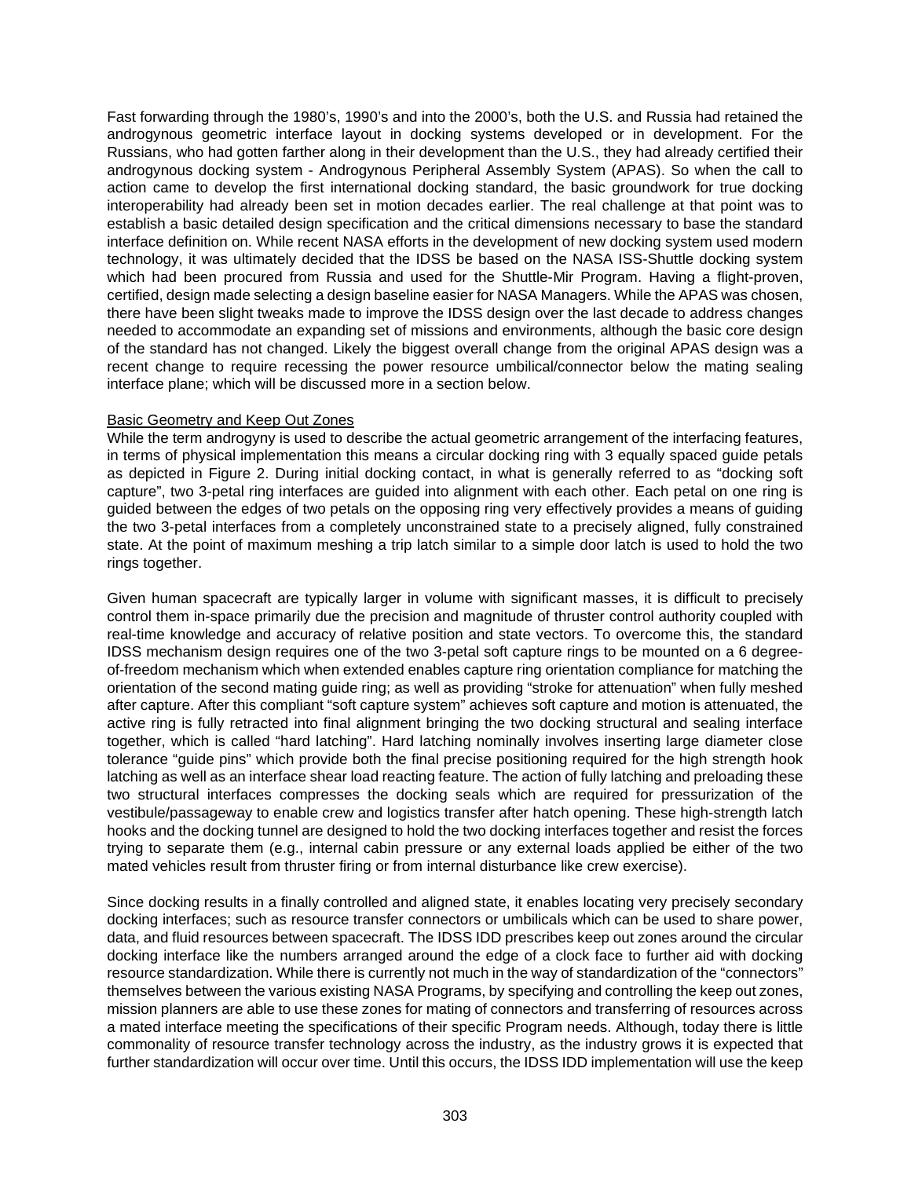Fast forwarding through the 1980's, 1990's and into the 2000's, both the U.S. and Russia had retained the androgynous geometric interface layout in docking systems developed or in development. For the Russians, who had gotten farther along in their development than the U.S., they had already certified their androgynous docking system - Androgynous Peripheral Assembly System (APAS). So when the call to action came to develop the first international docking standard, the basic groundwork for true docking interoperability had already been set in motion decades earlier. The real challenge at that point was to establish a basic detailed design specification and the critical dimensions necessary to base the standard interface definition on. While recent NASA efforts in the development of new docking system used modern technology, it was ultimately decided that the IDSS be based on the NASA ISS-Shuttle docking system which had been procured from Russia and used for the Shuttle-Mir Program. Having a flight-proven, certified, design made selecting a design baseline easier for NASA Managers. While the APAS was chosen, there have been slight tweaks made to improve the IDSS design over the last decade to address changes needed to accommodate an expanding set of missions and environments, although the basic core design of the standard has not changed. Likely the biggest overall change from the original APAS design was a recent change to require recessing the power resource umbilical/connector below the mating sealing interface plane; which will be discussed more in a section below.

<u>Basic Geometry and Keep Out Zones</u>

While the term androgyny is used to describe the actual geometric arrangement of the interfacing features, in terms of physical implementation this means a circular docking ring with 3 equally spaced guide petals as depicted in Figure 2. During initial docking contact, in what is generally referred to as "docking soft capture", two 3-petal ring interfaces are guided into alignment with each other. Each petal on one ring is guided between the edges of two petals on the opposing ring very effectively provides a means of guiding the two 3-petal interfaces from a completely unconstrained state to a precisely aligned, fully constrained state. At the point of maximum meshing a trip latch similar to a simple door latch is used to hold the two rings together.

Given human spacecraft are typically larger in volume with significant masses, it is difficult to precisely control them in-space primarily due the precision and magnitude of thruster control authority coupled with real-time knowledge and accuracy of relative position and state vectors. To overcome this, the standard IDSS mechanism design requires one of the two 3-petal soft capture rings to be mounted on a 6 degree-of-freedom mechanism which when extended enables capture ring orientation compliance for matching the orientation of the second mating guide ring; as well as providing "stroke for attenuation" when fully meshed after capture. After this compliant "soft capture system" achieves soft capture and motion is attenuated, the active ring is fully retracted into final alignment bringing the two docking structural and sealing interface together, which is called "hard latching". Hard latching nominally involves inserting large diameter close tolerance "guide pins" which provide both the final precise positioning required for the high strength hook latching as well as an interface shear load reacting feature. The action of fully latching and preloading these two structural interfaces compresses the docking seals which are required for pressurization of the vestibule/passageway to enable crew and logistics transfer after hatch opening. These high-strength latch hooks and the docking tunnel are designed to hold the two docking interfaces together and resist the forces trying to separate them (e.g., internal cabin pressure or any external loads applied be either of the two mated vehicles result from thruster firing or from internal disturbance like crew exercise).

Since docking results in a finally controlled and aligned state, it enables locating very precisely secondary docking interfaces; such as resource transfer connectors or umbilicals which can be used to share power, data, and fluid resources between spacecraft. The IDSS IDD prescribes keep out zones around the circular docking interface like the numbers arranged around the edge of a clock face to further aid with docking resource standardization. While there is currently not much in the way of standardization of the "connectors" themselves between the various existing NASA Programs, by specifying and controlling the keep out zones, mission planners are able to use these zones for mating of connectors and transferring of resources across a mated interface meeting the specifications of their specific Program needs. Although, today there is little commonality of resource transfer technology across the industry, as the industry grows it is expected that further standardization will occur over time. Until this occurs, the IDSS IDD implementation will use the keep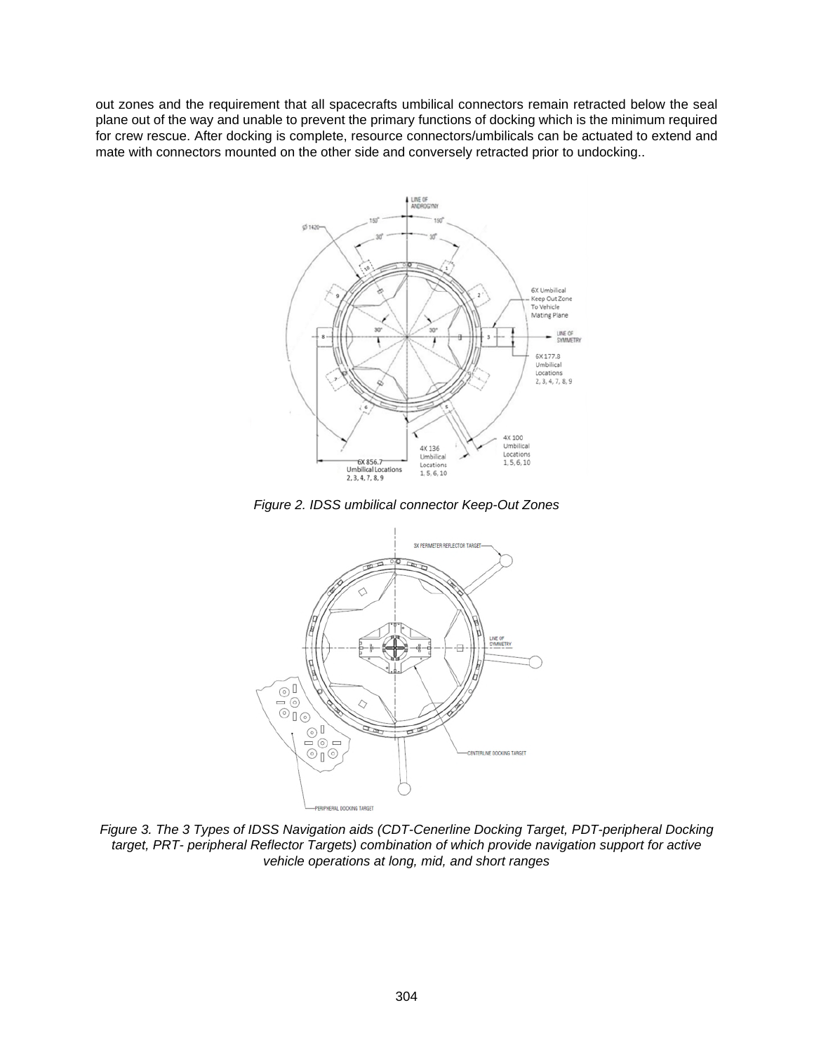out zones and the requirement that all spacecrafts umbilical connectors remain retracted below the seal plane out of the way and unable to prevent the primary functions of docking which is the minimum required for crew rescue. After docking is complete, resource connectors/umbilicals can be actuated to extend and mate with connectors mounted on the other side and conversely retracted prior to undocking..

*Figure 2. IDSS umbilical connector Keep-Out Zones*

*Figure 3. The 3 Types of IDSS Navigation aids (CDT-Cenerline Docking Target, PDT-peripheral Docking target, PRT- peripheral Reflector Targets) combination of which provide navigation support for active vehicle operations at long, mid, and short ranges*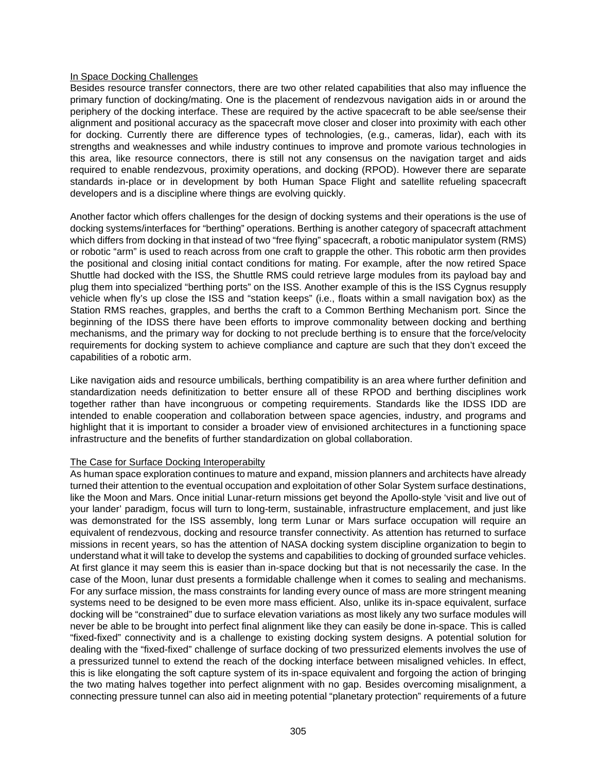In Space Docking Challenges

Besides resource transfer connectors, there are two other related capabilities that also may influence the primary function of docking/mating. One is the placement of rendezvous navigation aids in or around the periphery of the docking interface. These are required by the active spacecraft to be able see/sense their alignment and positional accuracy as the spacecraft move closer and closer into proximity with each other for docking. Currently there are difference types of technologies, (e.g., cameras, lidar), each with its strengths and weaknesses and while industry continues to improve and promote various technologies in this area, like resource connectors, there is still not any consensus on the navigation target and aids required to enable rendezvous, proximity operations, and docking (RPOD). However there are separate standards in-place or in development by both Human Space Flight and satellite refueling spacecraft developers and is a discipline where things are evolving quickly.

Another factor which offers challenges for the design of docking systems and their operations is the use of docking systems/interfaces for "berthing" operations. Berthing is another category of spacecraft attachment which differs from docking in that instead of two "free flying" spacecraft, a robotic manipulator system (RMS) or robotic "arm" is used to reach across from one craft to grapple the other. This robotic arm then provides the positional and closing initial contact conditions for mating. For example, after the now retired Space Shuttle had docked with the ISS, the Shuttle RMS could retrieve large modules from its payload bay and plug them into specialized "berthing ports" on the ISS. Another example of this is the ISS Cygnus resupply vehicle when fly's up close the ISS and "station keeps" (i.e., floats within a small navigation box) as the Station RMS reaches, grapples, and berths the craft to a Common Berthing Mechanism port. Since the beginning of the IDSS there have been efforts to improve commonality between docking and berthing mechanisms, and the primary way for docking to not preclude berthing is to ensure that the force/velocity requirements for docking system to achieve compliance and capture are such that they don't exceed the capabilities of a robotic arm.

Like navigation aids and resource umbilicals, berthing compatibility is an area where further definition and standardization needs definitization to better ensure all of these RPOD and berthing disciplines work together rather than have incongruous or competing requirements. Standards like the IDSS IDD are intended to enable cooperation and collaboration between space agencies, industry, and programs and highlight that it is important to consider a broader view of envisioned architectures in a functioning space infrastructure and the benefits of further standardization on global collaboration.

The Case for Surface Docking Interoperabilty

As human space exploration continues to mature and expand, mission planners and architects have already turned their attention to the eventual occupation and exploitation of other Solar System surface destinations, like the Moon and Mars. Once initial Lunar-return missions get beyond the Apollo-style 'visit and live out of your lander' paradigm, focus will turn to long-term, sustainable, infrastructure emplacement, and just like was demonstrated for the ISS assembly, long term Lunar or Mars surface occupation will require an equivalent of rendezvous, docking and resource transfer connectivity. As attention has returned to surface missions in recent years, so has the attention of NASA docking system discipline organization to begin to understand what it will take to develop the systems and capabilities to docking of grounded surface vehicles. At first glance it may seem this is easier than in-space docking but that is not necessarily the case. In the case of the Moon, lunar dust presents a formidable challenge when it comes to sealing and mechanisms. For any surface mission, the mass constraints for landing every ounce of mass are more stringent meaning systems need to be designed to be even more mass efficient. Also, unlike its in-space equivalent, surface docking will be "constrained" due to surface elevation variations as most likely any two surface modules will never be able to be brought into perfect final alignment like they can easily be done in-space. This is called "fixed-fixed" connectivity and is a challenge to existing docking system designs. A potential solution for dealing with the "fixed-fixed" challenge of surface docking of two pressurized elements involves the use of a pressurized tunnel to extend the reach of the docking interface between misaligned vehicles. In effect, this is like elongating the soft capture system of its in-space equivalent and forgoing the action of bringing the two mating halves together into perfect alignment with no gap. Besides overcoming misalignment, a connecting pressure tunnel can also aid in meeting potential "planetary protection" requirements of a future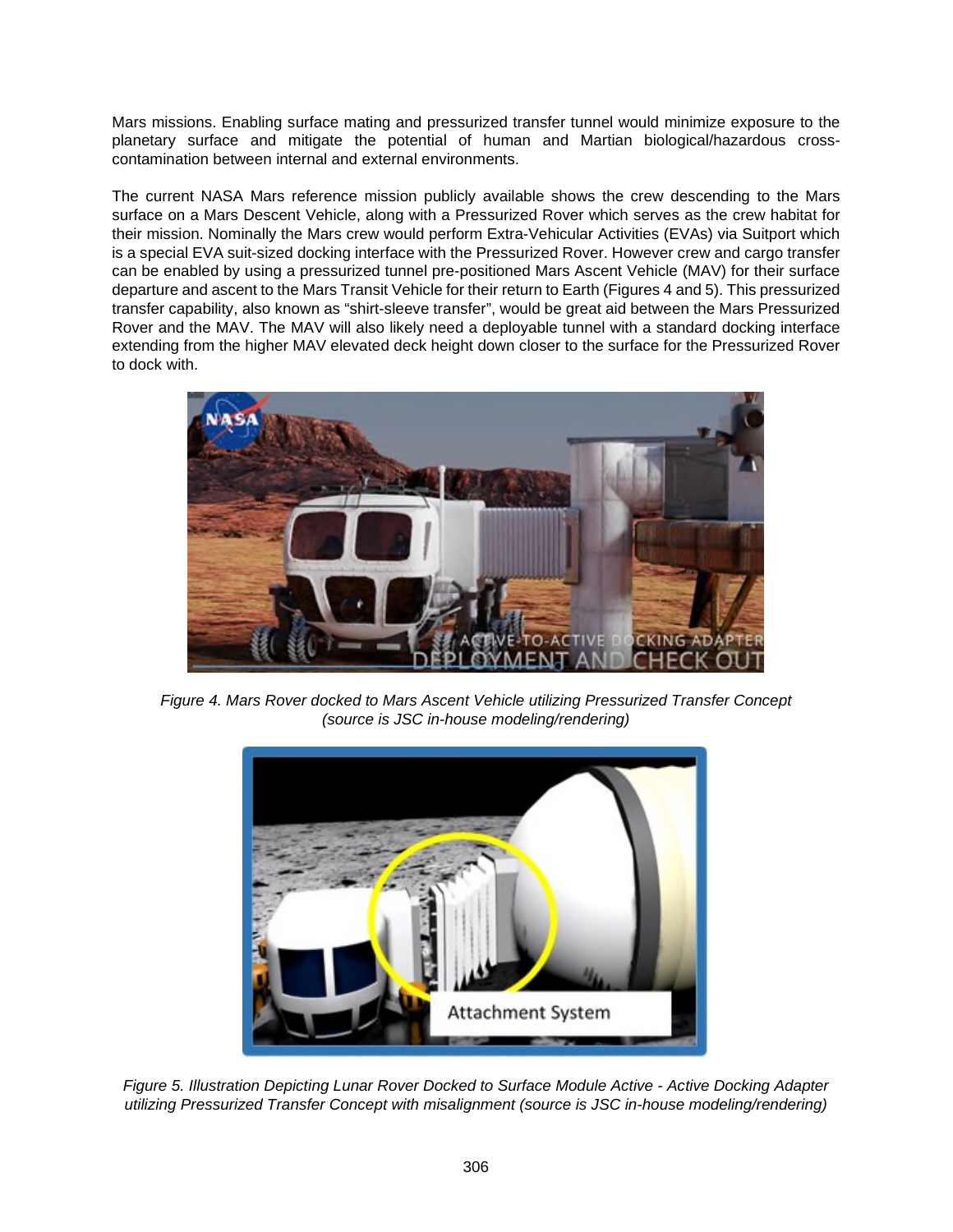Mars missions. Enabling surface mating and pressurized transfer tunnel would minimize exposure to the planetary surface and mitigate the potential of human and Martian biological/hazardous cross-contamination between internal and external environments.

The current NASA Mars reference mission publicly available shows the crew descending to the Mars surface on a Mars Descent Vehicle, along with a Pressurized Rover which serves as the crew habitat for their mission. Nominally the Mars crew would perform Extra-Vehicular Activities (EVAs) via Suitport which is a special EVA suit-sized docking interface with the Pressurized Rover. However crew and cargo transfer can be enabled by using a pressurized tunnel pre-positioned Mars Ascent Vehicle (MAV) for their surface departure and ascent to the Mars Transit Vehicle for their return to Earth (Figures 4 and 5). This pressurized transfer capability, also known as "shirt-sleeve transfer", would be great aid between the Mars Pressurized Rover and the MAV. The MAV will also likely need a deployable tunnel with a standard docking interface extending from the higher MAV elevated deck height down closer to the surface for the Pressurized Rover to dock with.

*Figure 4. Mars Rover docked to Mars Ascent Vehicle utilizing Pressurized Transfer Concept (source is JSC in-house modeling/rendering)*

*Figure 5. Illustration Depicting Lunar Rover Docked to Surface Module Active - Active Docking Adapter utilizing Pressurized Transfer Concept with misalignment (source is JSC in-house modeling/rendering)*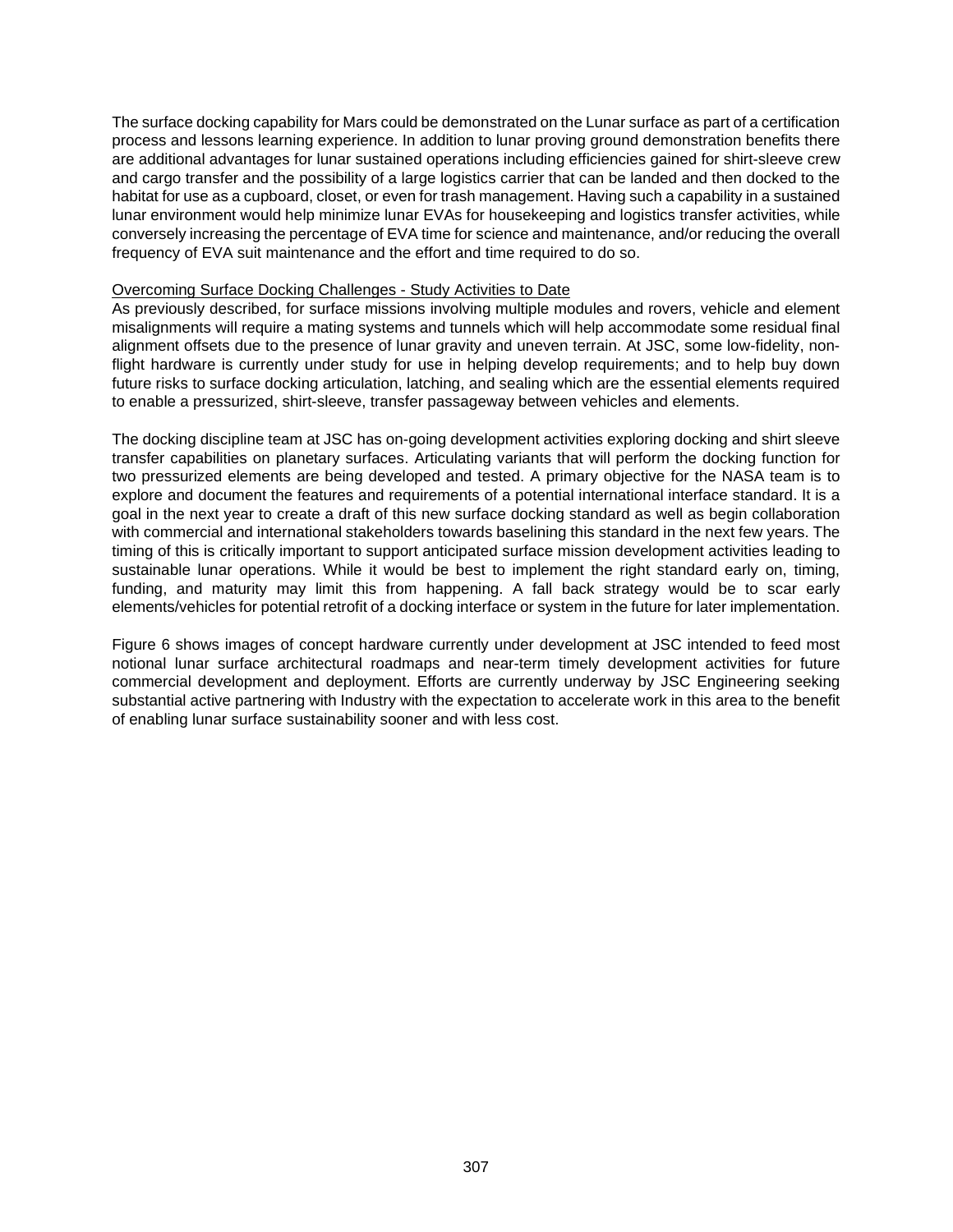The surface docking capability for Mars could be demonstrated on the Lunar surface as part of a certification process and lessons learning experience. In addition to lunar proving ground demonstration benefits there are additional advantages for lunar sustained operations including efficiencies gained for shirt-sleeve crew and cargo transfer and the possibility of a large logistics carrier that can be landed and then docked to the habitat for use as a cupboard, closet, or even for trash management. Having such a capability in a sustained lunar environment would help minimize lunar EVAs for housekeeping and logistics transfer activities, while conversely increasing the percentage of EVA time for science and maintenance, and/or reducing the overall frequency of EVA suit maintenance and the effort and time required to do so.

Overcoming Surface Docking Challenges - Study Activities to Date

As previously described, for surface missions involving multiple modules and rovers, vehicle and element misalignments will require a mating systems and tunnels which will help accommodate some residual final alignment offsets due to the presence of lunar gravity and uneven terrain. At JSC, some low-fidelity, non-flight hardware is currently under study for use in helping develop requirements; and to help buy down future risks to surface docking articulation, latching, and sealing which are the essential elements required to enable a pressurized, shirt-sleeve, transfer passageway between vehicles and elements.

The docking discipline team at JSC has on-going development activities exploring docking and shirt sleeve transfer capabilities on planetary surfaces. Articulating variants that will perform the docking function for two pressurized elements are being developed and tested. A primary objective for the NASA team is to explore and document the features and requirements of a potential international interface standard. It is a goal in the next year to create a draft of this new surface docking standard as well as begin collaboration with commercial and international stakeholders towards baselining this standard in the next few years. The timing of this is critically important to support anticipated surface mission development activities leading to sustainable lunar operations. While it would be best to implement the right standard early on, timing, funding, and maturity may limit this from happening. A fall back strategy would be to scar early elements/vehicles for potential retrofit of a docking interface or system in the future for later implementation.

Figure 6 shows images of concept hardware currently under development at JSC intended to feed most notional lunar surface architectural roadmaps and near-term timely development activities for future commercial development and deployment. Efforts are currently underway by JSC Engineering seeking substantial active partnering with Industry with the expectation to accelerate work in this area to the benefit of enabling lunar surface sustainability sooner and with less cost.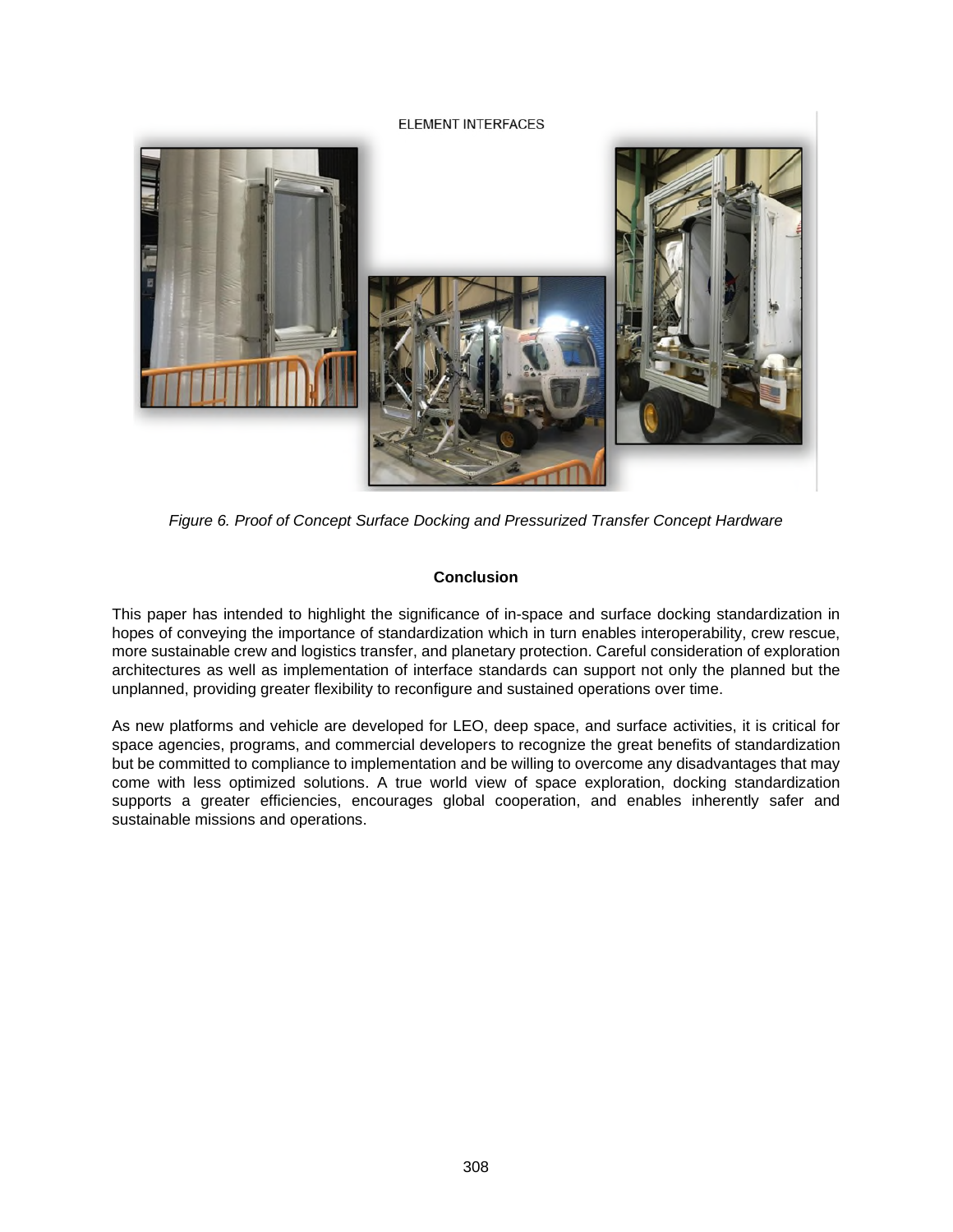*Figure 6. Proof of Concept Surface Docking and Pressurized Transfer Concept Hardware*

## Conclusion

This paper has intended to highlight the significance of in-space and surface docking standardization in hopes of conveying the importance of standardization which in turn enables interoperability, crew rescue, more sustainable crew and logistics transfer, and planetary protection. Careful consideration of exploration architectures as well as implementation of interface standards can support not only the planned but the unplanned, providing greater flexibility to reconfigure and sustained operations over time.

As new platforms and vehicle are developed for LEO, deep space, and surface activities, it is critical for space agencies, programs, and commercial developers to recognize the great benefits of standardization but be committed to compliance to implementation and be willing to overcome any disadvantages that may come with less optimized solutions. A true world view of space exploration, docking standardization supports a greater efficiencies, encourages global cooperation, and enables inherently safer and sustainable missions and operations.